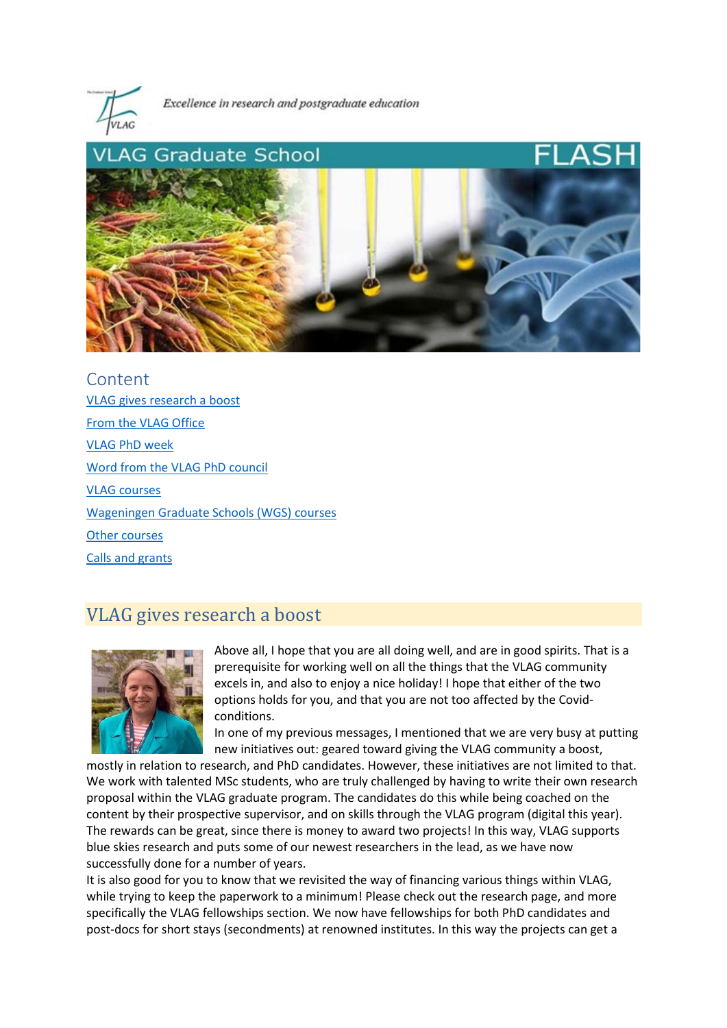*Excellence in research and postgraduate education*

# VLAG Graduate School FLASH

## Content

- VLAG gives research a boost
- From the VLAG Office
- VLAG PhD week
- Word from the VLAG PhD council
- VLAG courses
- Wageningen Graduate Schools (WGS) courses
- Other courses
- Calls and grants

## VLAG gives research a boost

Above all, I hope that you are all doing well, and are in good spirits. That is a prerequisite for working well on all the things that the VLAG community excels in, and also to enjoy a nice holiday! I hope that either of the two options holds for you, and that you are not too affected by the Covid-conditions.

In one of my previous messages, I mentioned that we are very busy at putting new initiatives out: geared toward giving the VLAG community a boost, mostly in relation to research, and PhD candidates. However, these initiatives are not limited to that. We work with talented MSc students, who are truly challenged by having to write their own research proposal within the VLAG graduate program. The candidates do this while being coached on the content by their prospective supervisor, and on skills through the VLAG program (digital this year). The rewards can be great, since there is money to award two projects! In this way, VLAG supports blue skies research and puts some of our newest researchers in the lead, as we have now successfully done for a number of years.

It is also good for you to know that we revisited the way of financing various things within VLAG, while trying to keep the paperwork to a minimum! Please check out the research page, and more specifically the VLAG fellowships section. We now have fellowships for both PhD candidates and post-docs for short stays (secondments) at renowned institutes. In this way the projects can get a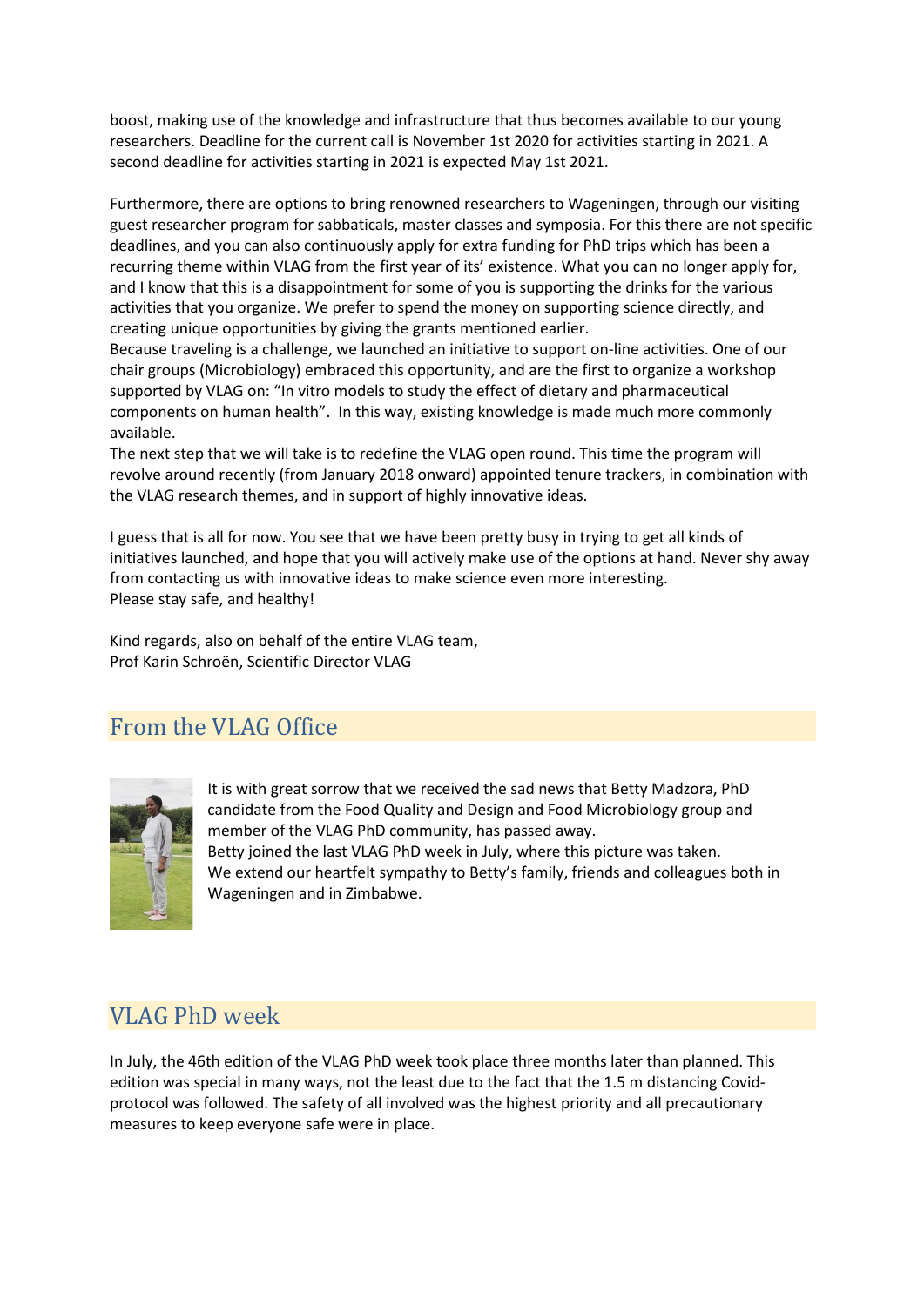boost, making use of the knowledge and infrastructure that thus becomes available to our young researchers. Deadline for the current call is November 1st 2020 for activities starting in 2021. A second deadline for activities starting in 2021 is expected May 1st 2021.

Furthermore, there are options to bring renowned researchers to Wageningen, through our visiting guest researcher program for sabbaticals, master classes and symposia. For this there are not specific deadlines, and you can also continuously apply for extra funding for PhD trips which has been a recurring theme within VLAG from the first year of its' existence. What you can no longer apply for, and I know that this is a disappointment for some of you is supporting the drinks for the various activities that you organize. We prefer to spend the money on supporting science directly, and creating unique opportunities by giving the grants mentioned earlier.
Because traveling is a challenge, we launched an initiative to support on-line activities. One of our chair groups (Microbiology) embraced this opportunity, and are the first to organize a workshop supported by VLAG on: "In vitro models to study the effect of dietary and pharmaceutical components on human health". In this way, existing knowledge is made much more commonly available.
The next step that we will take is to redefine the VLAG open round. This time the program will revolve around recently (from January 2018 onward) appointed tenure trackers, in combination with the VLAG research themes, and in support of highly innovative ideas.

I guess that is all for now. You see that we have been pretty busy in trying to get all kinds of initiatives launched, and hope that you will actively make use of the options at hand. Never shy away from contacting us with innovative ideas to make science even more interesting.
Please stay safe, and healthy!

Kind regards, also on behalf of the entire VLAG team,
Prof Karin Schroën, Scientific Director VLAG

## From the VLAG Office

It is with great sorrow that we received the sad news that Betty Madzora, PhD candidate from the Food Quality and Design and Food Microbiology group and member of the VLAG PhD community, has passed away.
Betty joined the last VLAG PhD week in July, where this picture was taken.
We extend our heartfelt sympathy to Betty's family, friends and colleagues both in Wageningen and in Zimbabwe.

## VLAG PhD week

In July, the 46th edition of the VLAG PhD week took place three months later than planned. This edition was special in many ways, not the least due to the fact that the 1.5 m distancing Covid-protocol was followed. The safety of all involved was the highest priority and all precautionary measures to keep everyone safe were in place.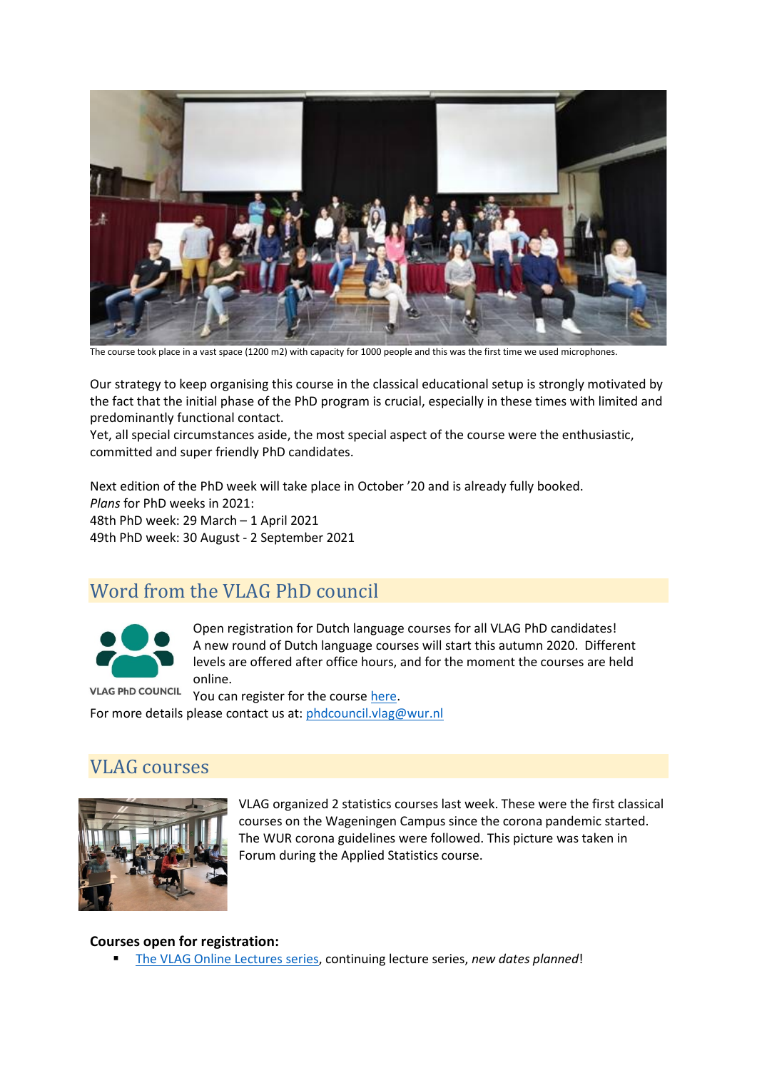The course took place in a vast space (1200 m2) with capacity for 1000 people and this was the first time we used microphones.

Our strategy to keep organising this course in the classical educational setup is strongly motivated by the fact that the initial phase of the PhD program is crucial, especially in these times with limited and predominantly functional contact.
Yet, all special circumstances aside, the most special aspect of the course were the enthusiastic, committed and super friendly PhD candidates.

Next edition of the PhD week will take place in October '20 and is already fully booked.
*Plans* for PhD weeks in 2021:
48th PhD week: 29 March – 1 April 2021
49th PhD week: 30 August - 2 September 2021

## Word from the VLAG PhD council

VLAG PhD COUNCIL

Open registration for Dutch language courses for all VLAG PhD candidates!
A new round of Dutch language courses will start this autumn 2020. Different levels are offered after office hours, and for the moment the courses are held online.
You can register for the course here.
For more details please contact us at: phdcouncil.vlag@wur.nl

## VLAG courses

VLAG organized 2 statistics courses last week. These were the first classical courses on the Wageningen Campus since the corona pandemic started. The WUR corona guidelines were followed. This picture was taken in Forum during the Applied Statistics course.

**Courses open for registration:**

- The VLAG Online Lectures series, continuing lecture series, *new dates planned*!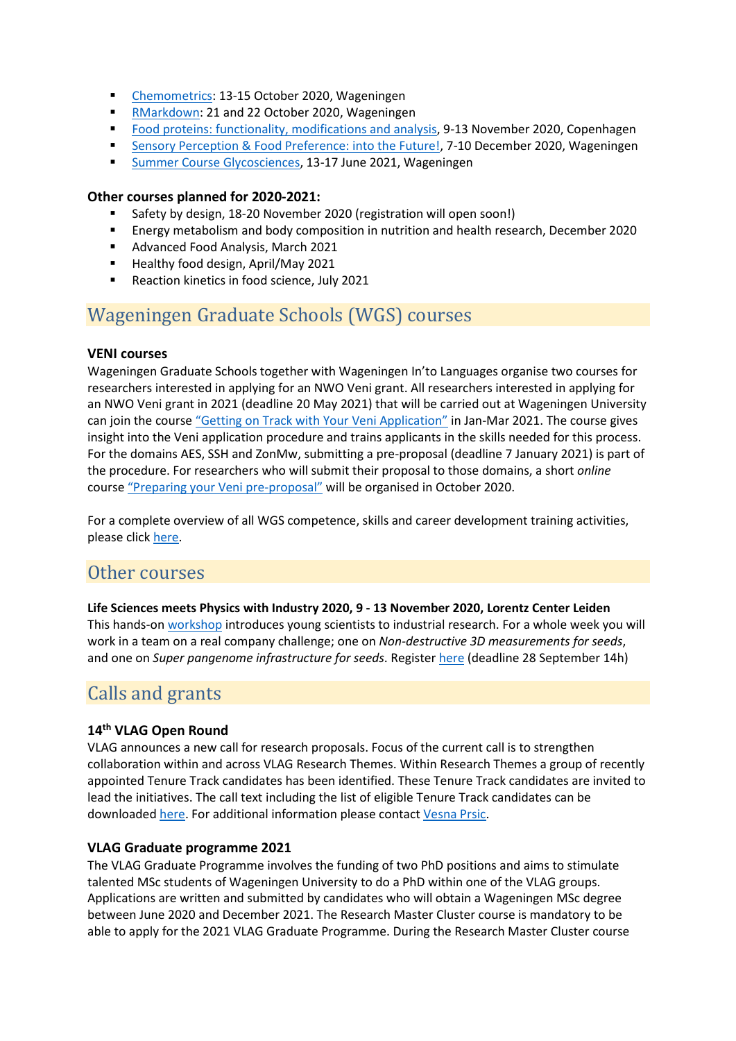- Chemometrics: 13-15 October 2020, Wageningen
- RMarkdown: 21 and 22 October 2020, Wageningen
- Food proteins: functionality, modifications and analysis, 9-13 November 2020, Copenhagen
- Sensory Perception & Food Preference: into the Future!, 7-10 December 2020, Wageningen
- Summer Course Glycosciences, 13-17 June 2021, Wageningen

**Other courses planned for 2020-2021:**

- Safety by design, 18-20 November 2020 (registration will open soon!)
- Energy metabolism and body composition in nutrition and health research, December 2020
- Advanced Food Analysis, March 2021
- Healthy food design, April/May 2021
- Reaction kinetics in food science, July 2021

## Wageningen Graduate Schools (WGS) courses

**VENI courses**

Wageningen Graduate Schools together with Wageningen In'to Languages organise two courses for researchers interested in applying for an NWO Veni grant. All researchers interested in applying for an NWO Veni grant in 2021 (deadline 20 May 2021) that will be carried out at Wageningen University can join the course "Getting on Track with Your Veni Application" in Jan-Mar 2021. The course gives insight into the Veni application procedure and trains applicants in the skills needed for this process. For the domains AES, SSH and ZonMw, submitting a pre-proposal (deadline 7 January 2021) is part of the procedure. For researchers who will submit their proposal to those domains, a short *online* course "Preparing your Veni pre-proposal" will be organised in October 2020.

For a complete overview of all WGS competence, skills and career development training activities, please click here.

## Other courses

**Life Sciences meets Physics with Industry 2020, 9 - 13 November 2020, Lorentz Center Leiden**

This hands-on workshop introduces young scientists to industrial research. For a whole week you will work in a team on a real company challenge; one on *Non-destructive 3D measurements for seeds*, and one on *Super pangenome infrastructure for seeds*. Register here (deadline 28 September 14h)

## Calls and grants

**14th VLAG Open Round**

VLAG announces a new call for research proposals. Focus of the current call is to strengthen collaboration within and across VLAG Research Themes. Within Research Themes a group of recently appointed Tenure Track candidates has been identified. These Tenure Track candidates are invited to lead the initiatives. The call text including the list of eligible Tenure Track candidates can be downloaded here. For additional information please contact Vesna Prsic.

**VLAG Graduate programme 2021**

The VLAG Graduate Programme involves the funding of two PhD positions and aims to stimulate talented MSc students of Wageningen University to do a PhD within one of the VLAG groups. Applications are written and submitted by candidates who will obtain a Wageningen MSc degree between June 2020 and December 2021. The Research Master Cluster course is mandatory to be able to apply for the 2021 VLAG Graduate Programme. During the Research Master Cluster course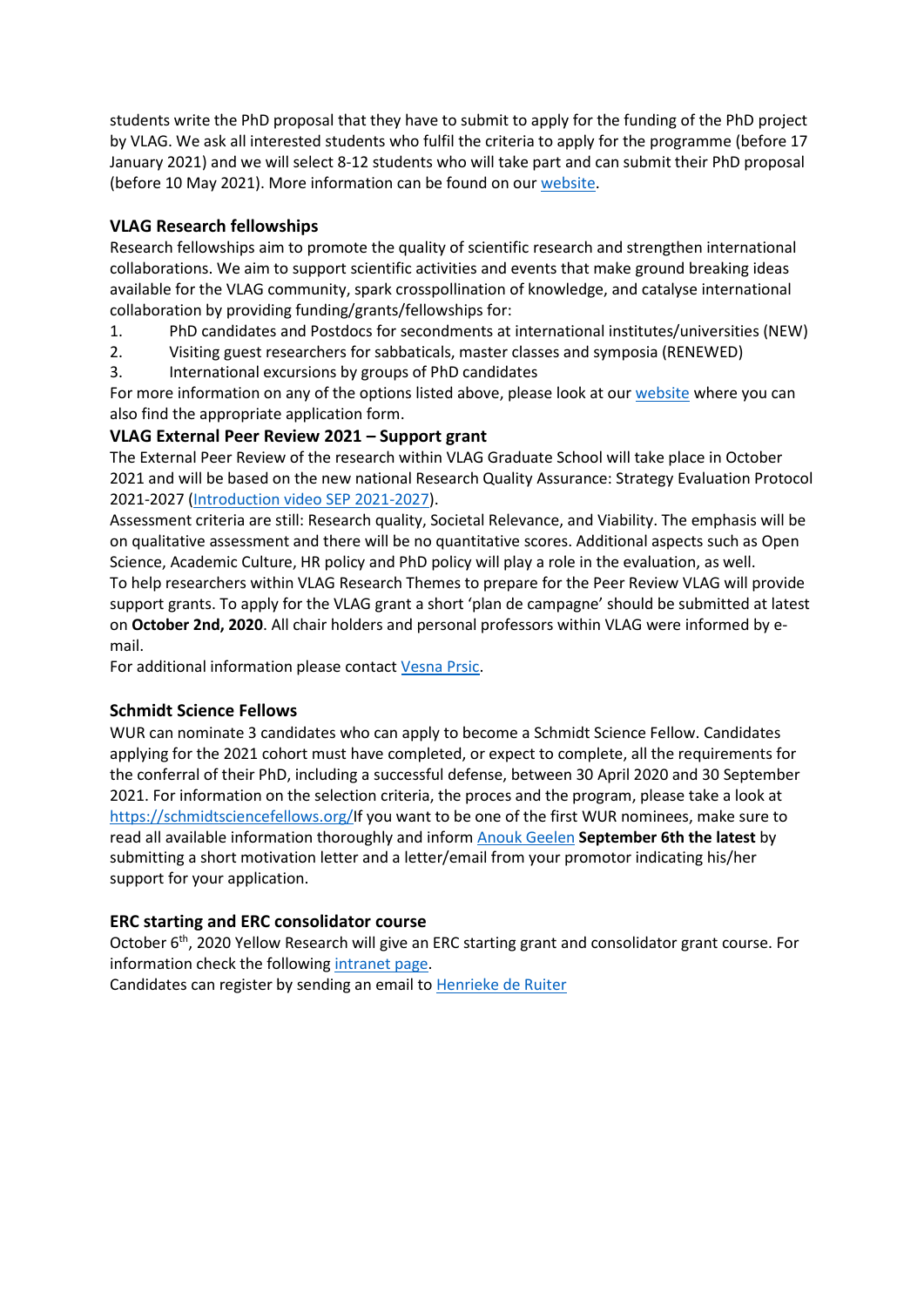students write the PhD proposal that they have to submit to apply for the funding of the PhD project by VLAG. We ask all interested students who fulfil the criteria to apply for the programme (before 17 January 2021) and we will select 8-12 students who will take part and can submit their PhD proposal (before 10 May 2021). More information can be found on our website.

### VLAG Research fellowships

Research fellowships aim to promote the quality of scientific research and strengthen international collaborations. We aim to support scientific activities and events that make ground breaking ideas available for the VLAG community, spark crosspollination of knowledge, and catalyse international collaboration by providing funding/grants/fellowships for:

1. PhD candidates and Postdocs for secondments at international institutes/universities (NEW)
2. Visiting guest researchers for sabbaticals, master classes and symposia (RENEWED)
3. International excursions by groups of PhD candidates

For more information on any of the options listed above, please look at our website where you can also find the appropriate application form.

### VLAG External Peer Review 2021 – Support grant

The External Peer Review of the research within VLAG Graduate School will take place in October 2021 and will be based on the new national Research Quality Assurance: Strategy Evaluation Protocol 2021-2027 (Introduction video SEP 2021-2027).

Assessment criteria are still: Research quality, Societal Relevance, and Viability. The emphasis will be on qualitative assessment and there will be no quantitative scores. Additional aspects such as Open Science, Academic Culture, HR policy and PhD policy will play a role in the evaluation, as well.

To help researchers within VLAG Research Themes to prepare for the Peer Review VLAG will provide support grants. To apply for the VLAG grant a short 'plan de campagne' should be submitted at latest on **October 2nd, 2020**. All chair holders and personal professors within VLAG were informed by e-mail.

For additional information please contact Vesna Prsic.

### Schmidt Science Fellows

WUR can nominate 3 candidates who can apply to become a Schmidt Science Fellow. Candidates applying for the 2021 cohort must have completed, or expect to complete, all the requirements for the conferral of their PhD, including a successful defense, between 30 April 2020 and 30 September 2021. For information on the selection criteria, the proces and the program, please take a look at https://schmidtsciencefellows.org/If you want to be one of the first WUR nominees, make sure to read all available information thoroughly and inform Anouk Geelen **September 6th the latest** by submitting a short motivation letter and a letter/email from your promotor indicating his/her support for your application.

### ERC starting and ERC consolidator course

October 6th, 2020 Yellow Research will give an ERC starting grant and consolidator grant course. For information check the following intranet page.

Candidates can register by sending an email to Henrieke de Ruiter